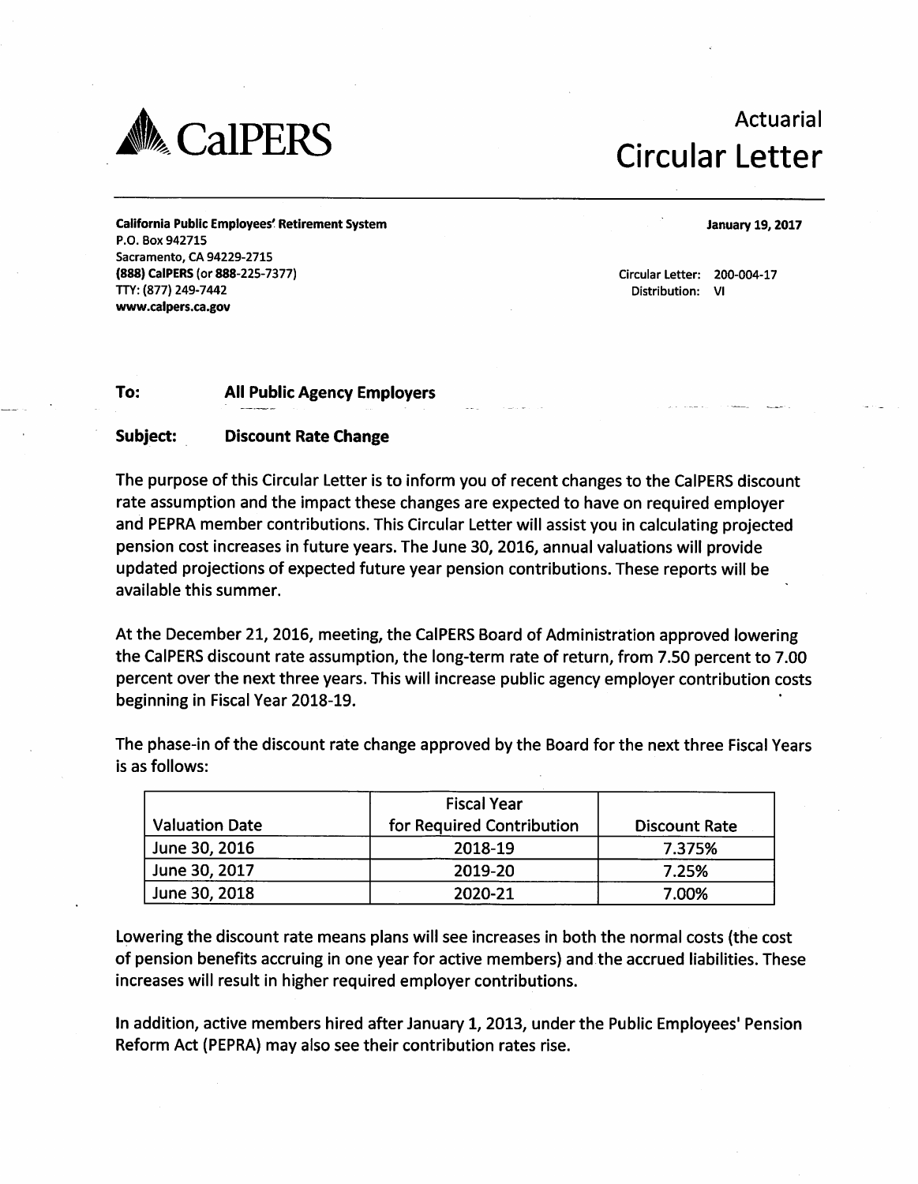**CalPERS**

# Actuarial Circular Letter

**California Public Employees' Retirement System**
P.O. Box 942715
Sacramento, CA 94229-2715
**(888) CalPERS** (or **888**-225-7377)
TTY: (877) 249-7442
**www.calpers.ca.gov**

**January 19, 2017**

Circular Letter: 200-004-17
Distribution: VI

**To:** **All Public Agency Employers**

**Subject:** **Discount Rate Change**

The purpose of this Circular Letter is to inform you of recent changes to the CalPERS discount rate assumption and the impact these changes are expected to have on required employer and PEPRA member contributions. This Circular Letter will assist you in calculating projected pension cost increases in future years. The June 30, 2016, annual valuations will provide updated projections of expected future year pension contributions. These reports will be available this summer.

At the December 21, 2016, meeting, the CalPERS Board of Administration approved lowering the CalPERS discount rate assumption, the long-term rate of return, from 7.50 percent to 7.00 percent over the next three years. This will increase public agency employer contribution costs beginning in Fiscal Year 2018-19.

The phase-in of the discount rate change approved by the Board for the next three Fiscal Years is as follows:

| Valuation Date | Fiscal Year for Required Contribution | Discount Rate |
|---|---|---|
| June 30, 2016 | 2018-19 | 7.375% |
| June 30, 2017 | 2019-20 | 7.25% |
| June 30, 2018 | 2020-21 | 7.00% |

Lowering the discount rate means plans will see increases in both the normal costs (the cost of pension benefits accruing in one year for active members) and the accrued liabilities. These increases will result in higher required employer contributions.

In addition, active members hired after January 1, 2013, under the Public Employees' Pension Reform Act (PEPRA) may also see their contribution rates rise.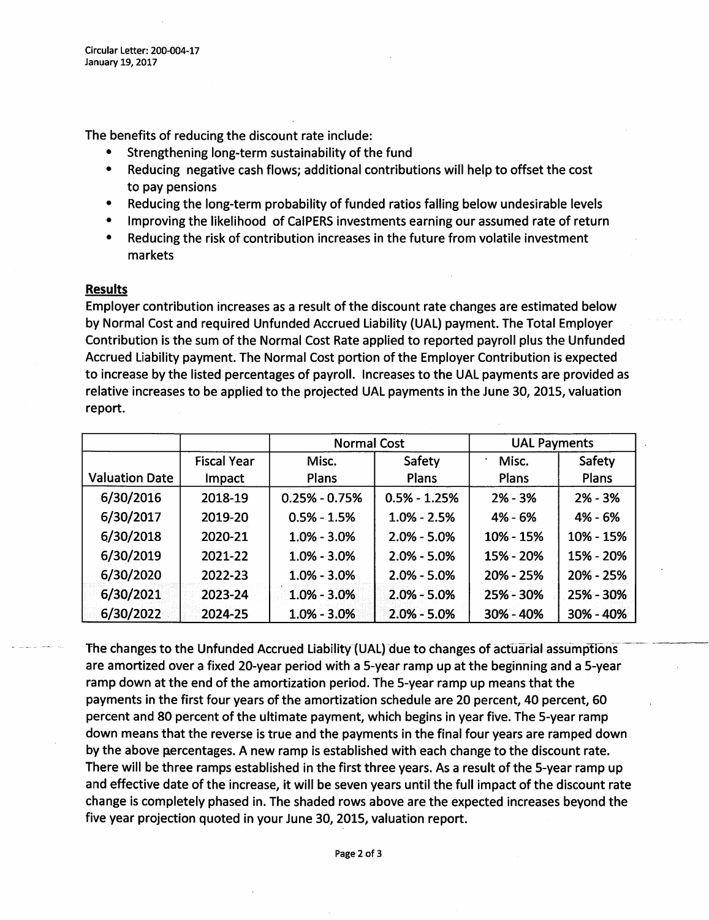The benefits of reducing the discount rate include:

- Strengthening long-term sustainability of the fund
- Reducing negative cash flows; additional contributions will help to offset the cost to pay pensions
- Reducing the long-term probability of funded ratios falling below undesirable levels
- Improving the likelihood of CalPERS investments earning our assumed rate of return
- Reducing the risk of contribution increases in the future from volatile investment markets

## Results

Employer contribution increases as a result of the discount rate changes are estimated below by Normal Cost and required Unfunded Accrued Liability (UAL) payment. The Total Employer Contribution is the sum of the Normal Cost Rate applied to reported payroll plus the Unfunded Accrued Liability payment. The Normal Cost portion of the Employer Contribution is expected to increase by the listed percentages of payroll. Increases to the UAL payments are provided as relative increases to be applied to the projected UAL payments in the June 30, 2015, valuation report.

| | | Normal Cost | | UAL Payments | |
|---|---|---|---|---|---|
| Valuation Date | Fiscal Year Impact | Misc. Plans | Safety Plans | Misc. Plans | Safety Plans |
| 6/30/2016 | 2018-19 | 0.25% - 0.75% | 0.5% - 1.25% | 2% - 3% | 2% - 3% |
| 6/30/2017 | 2019-20 | 0.5% - 1.5% | 1.0% - 2.5% | 4% - 6% | 4% - 6% |
| 6/30/2018 | 2020-21 | 1.0% - 3.0% | 2.0% - 5.0% | 10% - 15% | 10% - 15% |
| 6/30/2019 | 2021-22 | 1.0% - 3.0% | 2.0% - 5.0% | 15% - 20% | 15% - 20% |
| 6/30/2020 | 2022-23 | 1.0% - 3.0% | 2.0% - 5.0% | 20% - 25% | 20% - 25% |
| 6/30/2021 | 2023-24 | 1.0% - 3.0% | 2.0% - 5.0% | 25% - 30% | 25% - 30% |
| 6/30/2022 | 2024-25 | 1.0% - 3.0% | 2.0% - 5.0% | 30% - 40% | 30% - 40% |

The changes to the Unfunded Accrued Liability (UAL) due to changes of actuarial assumptions are amortized over a fixed 20-year period with a 5-year ramp up at the beginning and a 5-year ramp down at the end of the amortization period. The 5-year ramp up means that the payments in the first four years of the amortization schedule are 20 percent, 40 percent, 60 percent and 80 percent of the ultimate payment, which begins in year five. The 5-year ramp down means that the reverse is true and the payments in the final four years are ramped down by the above percentages. A new ramp is established with each change to the discount rate. There will be three ramps established in the first three years. As a result of the 5-year ramp up and effective date of the increase, it will be seven years until the full impact of the discount rate change is completely phased in. The shaded rows above are the expected increases beyond the five year projection quoted in your June 30, 2015, valuation report.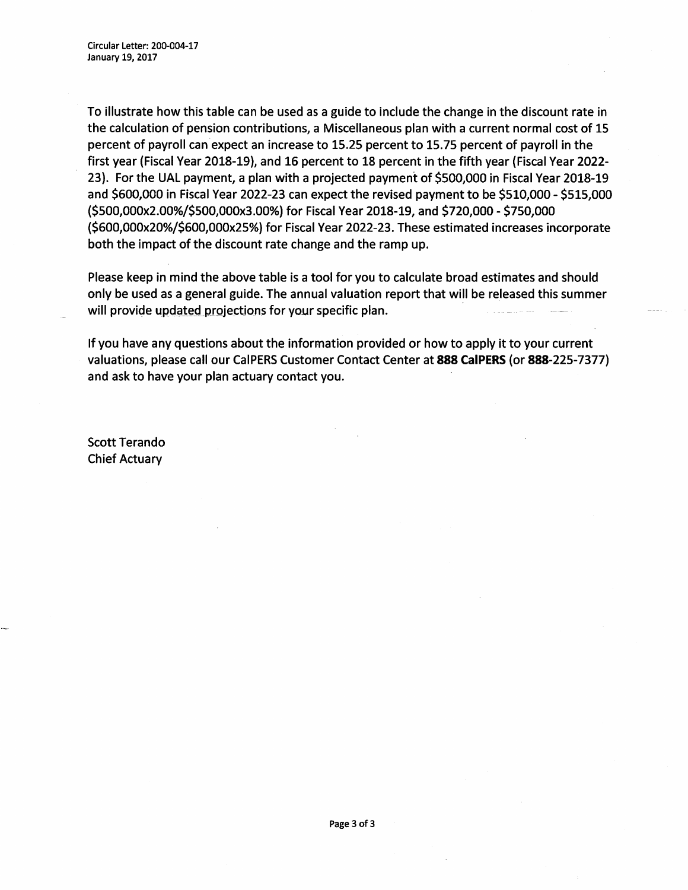To illustrate how this table can be used as a guide to include the change in the discount rate in the calculation of pension contributions, a Miscellaneous plan with a current normal cost of 15 percent of payroll can expect an increase to 15.25 percent to 15.75 percent of payroll in the first year (Fiscal Year 2018-19), and 16 percent to 18 percent in the fifth year (Fiscal Year 2022-23). For the UAL payment, a plan with a projected payment of $500,000 in Fiscal Year 2018-19 and $600,000 in Fiscal Year 2022-23 can expect the revised payment to be $510,000 - $515,000 ($500,000x2.00%/$500,000x3.00%) for Fiscal Year 2018-19, and $720,000 - $750,000 ($600,000x20%/$600,000x25%) for Fiscal Year 2022-23. These estimated increases incorporate both the impact of the discount rate change and the ramp up.

Please keep in mind the above table is a tool for you to calculate broad estimates and should only be used as a general guide. The annual valuation report that will be released this summer will provide updated projections for your specific plan.

If you have any questions about the information provided or how to apply it to your current valuations, please call our CalPERS Customer Contact Center at **888 CalPERS** (or **888**-225-7377) and ask to have your plan actuary contact you.

Scott Terando
Chief Actuary